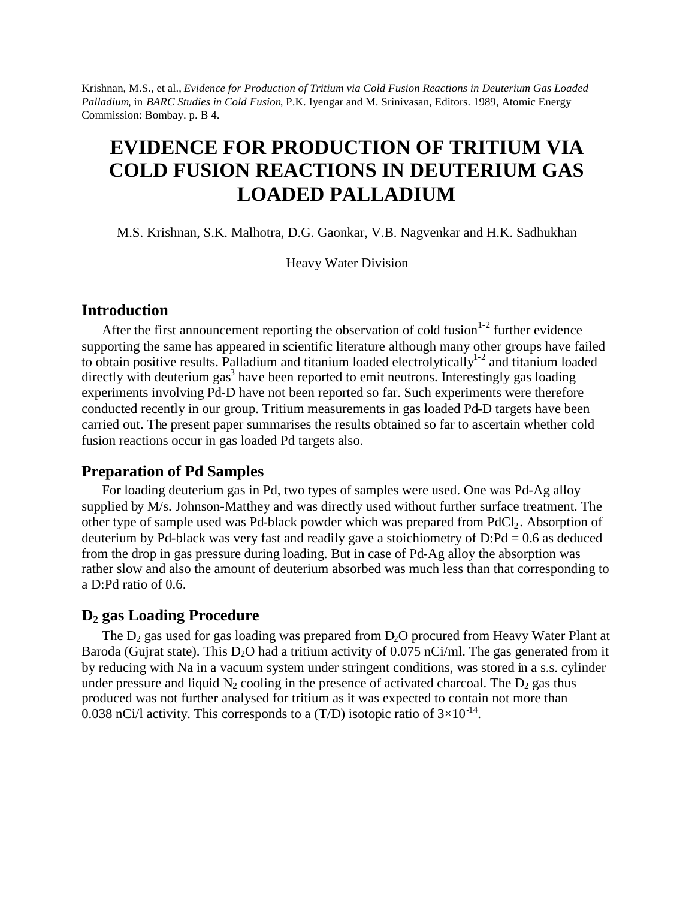Krishnan, M.S., et al., *Evidence for Production of Tritium via Cold Fusion Reactions in Deuterium Gas Loaded Palladium*, in *BARC Studies in Cold Fusion*, P.K. Iyengar and M. Srinivasan, Editors. 1989, Atomic Energy Commission: Bombay. p. B 4.

# EVIDENCE FOR PRODUCTION OF TRITIUM VIA COLD FUSION REACTIONS IN DEUTERIUM GAS LOADED PALLADIUM

M.S. Krishnan, S.K. Malhotra, D.G. Gaonkar, V.B. Nagvenkar and H.K. Sadhukhan

Heavy Water Division

## Introduction

After the first announcement reporting the observation of cold fusion[1-2] further evidence supporting the same has appeared in scientific literature although many other groups have failed to obtain positive results. Palladium and titanium loaded electrolytically[1-2] and titanium loaded directly with deuterium gas[3] have been reported to emit neutrons. Interestingly gas loading experiments involving Pd-D have not been reported so far. Such experiments were therefore conducted recently in our group. Tritium measurements in gas loaded Pd-D targets have been carried out. The present paper summarises the results obtained so far to ascertain whether cold fusion reactions occur in gas loaded Pd targets also.

## Preparation of Pd Samples

For loading deuterium gas in Pd, two types of samples were used. One was Pd-Ag alloy supplied by M/s. Johnson-Matthey and was directly used without further surface treatment. The other type of sample used was Pd-black powder which was prepared from $PdCl_2$. Absorption of deuterium by Pd-black was very fast and readily gave a stoichiometry of D:Pd = 0.6 as deduced from the drop in gas pressure during loading. But in case of Pd-Ag alloy the absorption was rather slow and also the amount of deuterium absorbed was much less than that corresponding to a D:Pd ratio of 0.6.

## $D_2$ gas Loading Procedure

The $D_2$ gas used for gas loading was prepared from $D_2O$ procured from Heavy Water Plant at Baroda (Gujrat state). This $D_2O$ had a tritium activity of 0.075 nCi/ml. The gas generated from it by reducing with Na in a vacuum system under stringent conditions, was stored in a s.s. cylinder under pressure and liquid $N_2$ cooling in the presence of activated charcoal. The $D_2$ gas thus produced was not further analysed for tritium as it was expected to contain not more than 0.038 nCi/l activity. This corresponds to a (T/D) isotopic ratio of $3\times10^{-14}$.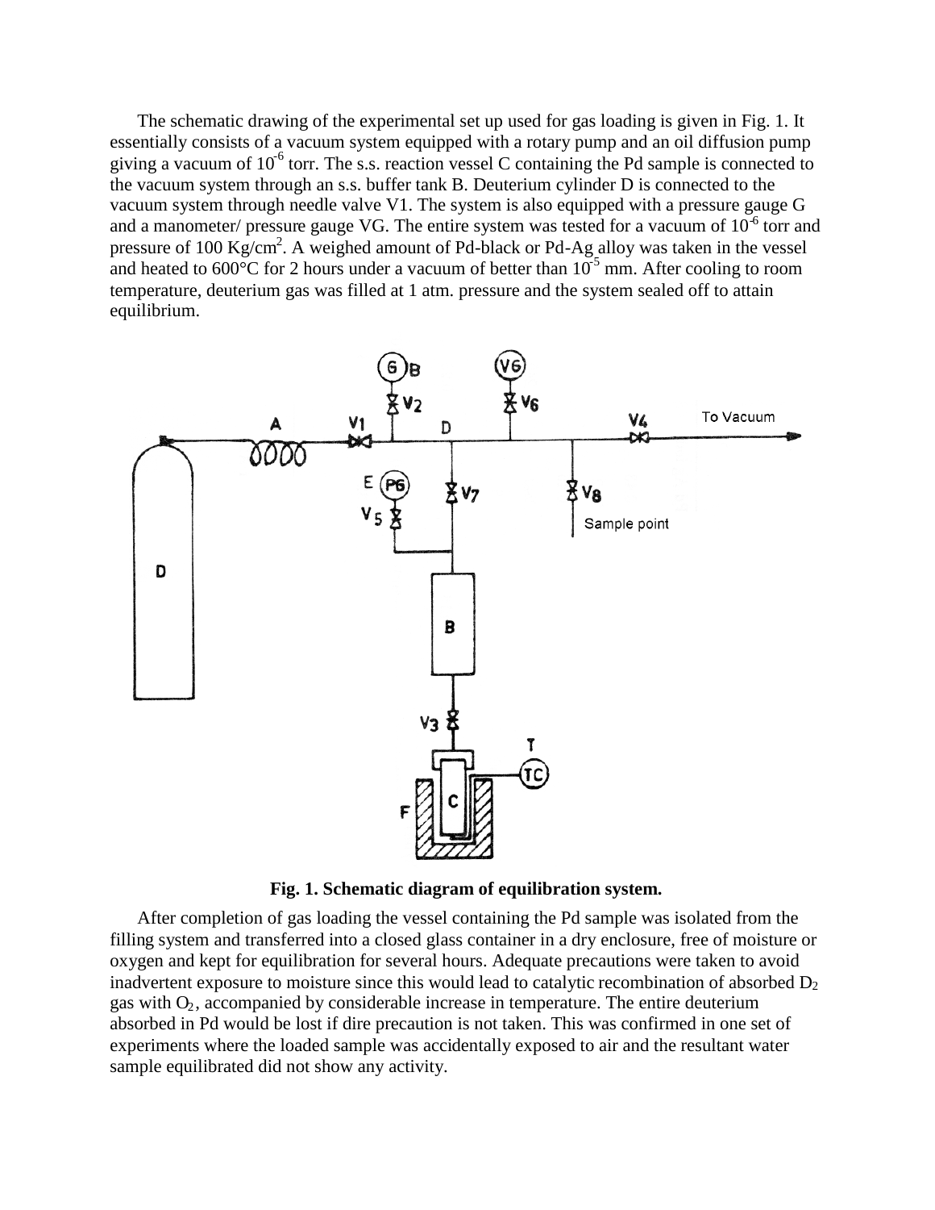The schematic drawing of the experimental set up used for gas loading is given in Fig. 1. It essentially consists of a vacuum system equipped with a rotary pump and an oil diffusion pump giving a vacuum of $10^{-6}$ torr. The s.s. reaction vessel C containing the Pd sample is connected to the vacuum system through an s.s. buffer tank B. Deuterium cylinder D is connected to the vacuum system through needle valve V1. The system is also equipped with a pressure gauge G and a manometer/ pressure gauge VG. The entire system was tested for a vacuum of $10^{-6}$ torr and pressure of 100 $Kg/cm^2$. A weighed amount of Pd-black or Pd-Ag alloy was taken in the vessel and heated to 600°C for 2 hours under a vacuum of better than $10^{-5}$ mm. After cooling to room temperature, deuterium gas was filled at 1 atm. pressure and the system sealed off to attain equilibrium.

**Fig. 1. Schematic diagram of equilibration system.**

After completion of gas loading the vessel containing the Pd sample was isolated from the filling system and transferred into a closed glass container in a dry enclosure, free of moisture or oxygen and kept for equilibration for several hours. Adequate precautions were taken to avoid inadvertent exposure to moisture since this would lead to catalytic recombination of absorbed $D_2$ gas with $O_2$, accompanied by considerable increase in temperature. The entire deuterium absorbed in Pd would be lost if dire precaution is not taken. This was confirmed in one set of experiments where the loaded sample was accidentally exposed to air and the resultant water sample equilibrated did not show any activity.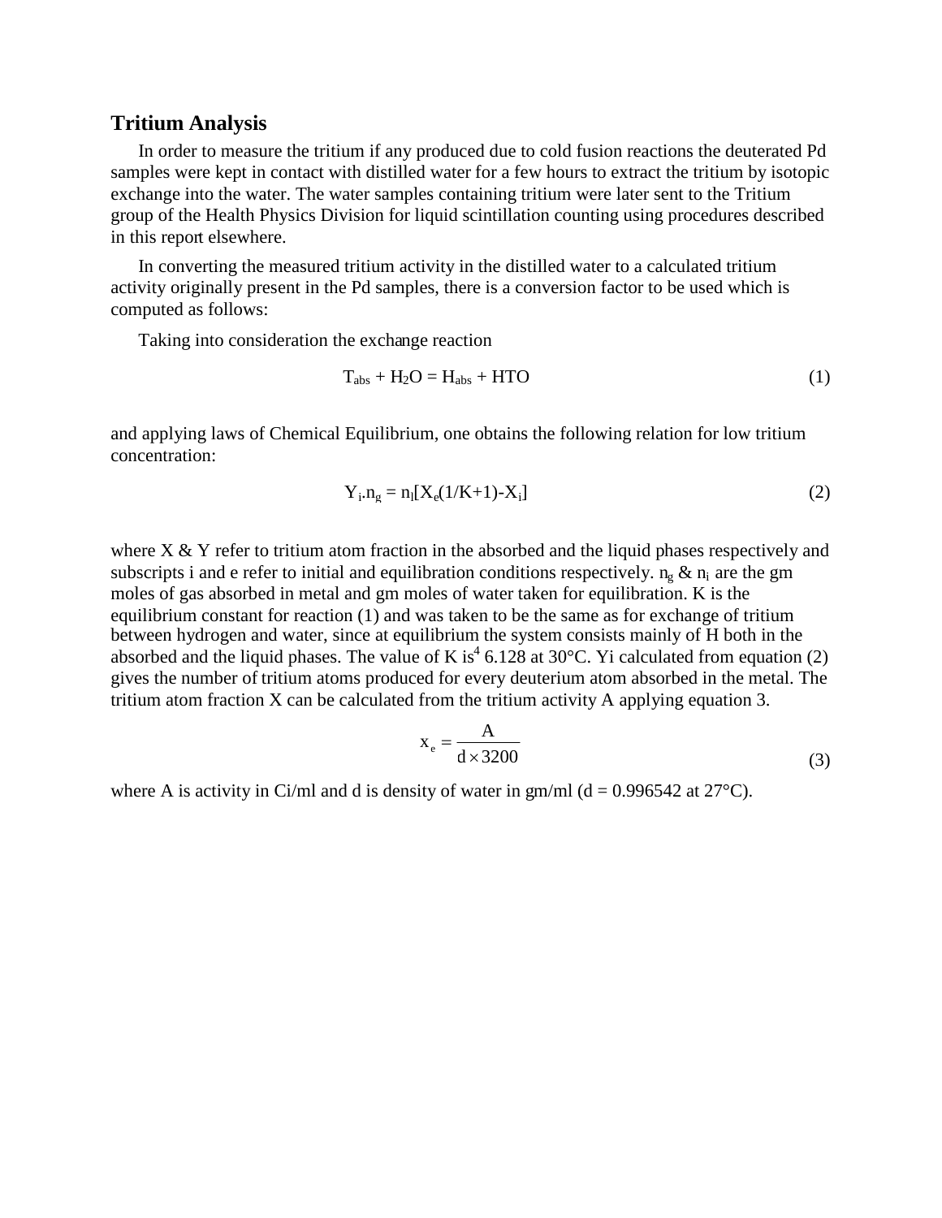## Tritium Analysis

In order to measure the tritium if any produced due to cold fusion reactions the deuterated Pd samples were kept in contact with distilled water for a few hours to extract the tritium by isotopic exchange into the water. The water samples containing tritium were later sent to the Tritium group of the Health Physics Division for liquid scintillation counting using procedures described in this report elsewhere.

In converting the measured tritium activity in the distilled water to a calculated tritium activity originally present in the Pd samples, there is a conversion factor to be used which is computed as follows:

Taking into consideration the exchange reaction

$$T_{abs} + H_2O = H_{abs} + HTO \tag{1}$$

and applying laws of Chemical Equilibrium, one obtains the following relation for low tritium concentration:

$$Y_i . n_g = n_l [X_e(1/K+1) - X_i] \tag{2}$$

where X & Y refer to tritium atom fraction in the absorbed and the liquid phases respectively and subscripts i and e refer to initial and equilibration conditions respectively. $n_g$ & $n_i$ are the gm moles of gas absorbed in metal and gm moles of water taken for equilibration. K is the equilibrium constant for reaction (1) and was taken to be the same as for exchange of tritium between hydrogen and water, since at equilibrium the system consists mainly of H both in the absorbed and the liquid phases. The value of K is[4] 6.128 at 30°C. Yi calculated from equation (2) gives the number of tritium atoms produced for every deuterium atom absorbed in the metal. The tritium atom fraction X can be calculated from the tritium activity A applying equation 3.

$$x_e = \frac{A}{d \times 3200} \tag{3}$$

where A is activity in Ci/ml and d is density of water in gm/ml (d = 0.996542 at 27°C).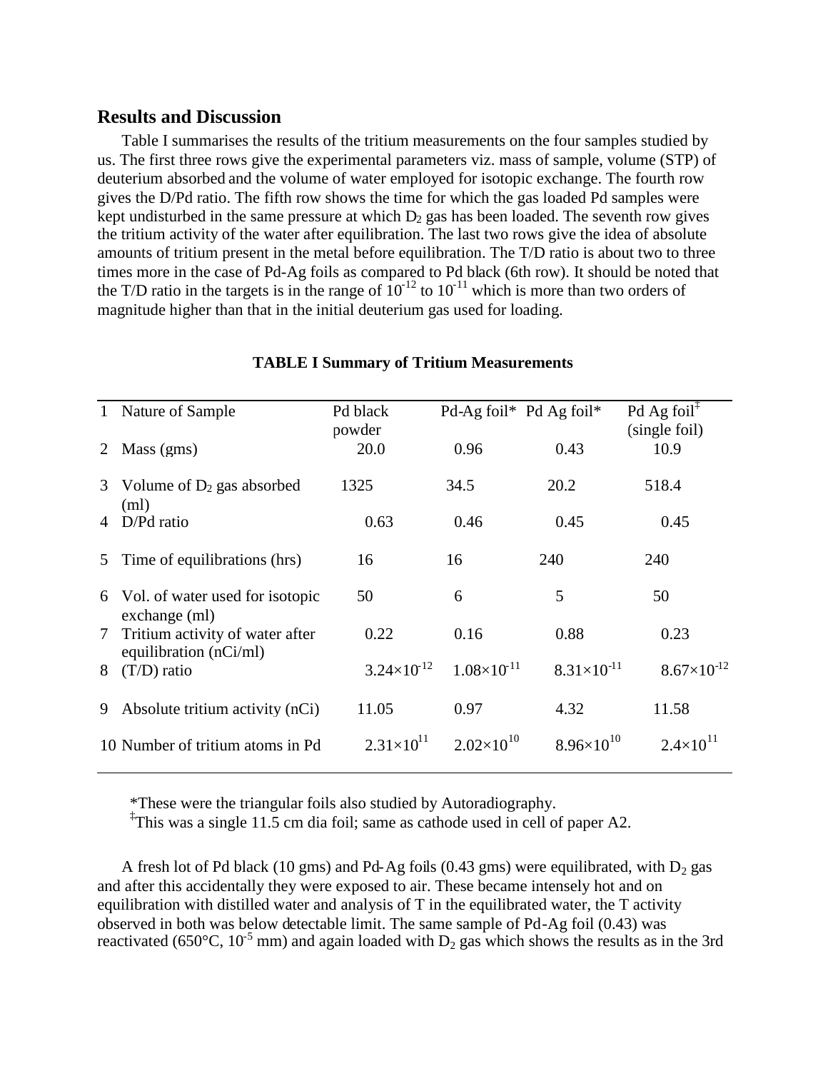## Results and Discussion

Table I summarises the results of the tritium measurements on the four samples studied by us. The first three rows give the experimental parameters viz. mass of sample, volume (STP) of deuterium absorbed and the volume of water employed for isotopic exchange. The fourth row gives the D/Pd ratio. The fifth row shows the time for which the gas loaded Pd samples were kept undisturbed in the same pressure at which $D_2$ gas has been loaded. The seventh row gives the tritium activity of the water after equilibration. The last two rows give the idea of absolute amounts of tritium present in the metal before equilibration. The T/D ratio is about two to three times more in the case of Pd-Ag foils as compared to Pd black (6th row). It should be noted that the T/D ratio in the targets is in the range of $10^{-12}$ to $10^{-11}$ which is more than two orders of magnitude higher than that in the initial deuterium gas used for loading.

**TABLE I Summary of Tritium Measurements**

| | | | | | |
|---|---|---|---|---|---|
| 1 | Nature of Sample | Pd black powder | Pd-Ag foil* | Pd Ag foil* | Pd Ag foil‡ (single foil) |
| 2 | Mass (gms) | 20.0 | 0.96 | 0.43 | 10.9 |
| 3 | Volume of $D_2$ gas absorbed (ml) | 1325 | 34.5 | 20.2 | 518.4 |
| 4 | D/Pd ratio | 0.63 | 0.46 | 0.45 | 0.45 |
| 5 | Time of equilibrations (hrs) | 16 | 16 | 240 | 240 |
| 6 | Vol. of water used for isotopic exchange (ml) | 50 | 6 | 5 | 50 |
| 7 | Tritium activity of water after equilibration (nCi/ml) | 0.22 | 0.16 | 0.88 | 0.23 |
| 8 | (T/D) ratio | $3.24\times10^{-12}$ | $1.08\times10^{-11}$ | $8.31\times10^{-11}$ | $8.67\times10^{-12}$ |
| 9 | Absolute tritium activity (nCi) | 11.05 | 0.97 | 4.32 | 11.58 |
| 10 | Number of tritium atoms in Pd | $2.31\times10^{11}$ | $2.02\times10^{10}$ | $8.96\times10^{10}$ | $2.4\times10^{11}$ |

*These were the triangular foils also studied by Autoradiography.

‡This was a single 11.5 cm dia foil; same as cathode used in cell of paper A2.

A fresh lot of Pd black (10 gms) and Pd-Ag foils (0.43 gms) were equilibrated, with $D_2$ gas and after this accidentally they were exposed to air. These became intensely hot and on equilibration with distilled water and analysis of T in the equilibrated water, the T activity observed in both was below detectable limit. The same sample of Pd-Ag foil (0.43) was reactivated (650°C, $10^{-5}$ mm) and again loaded with $D_2$ gas which shows the results as in the 3rd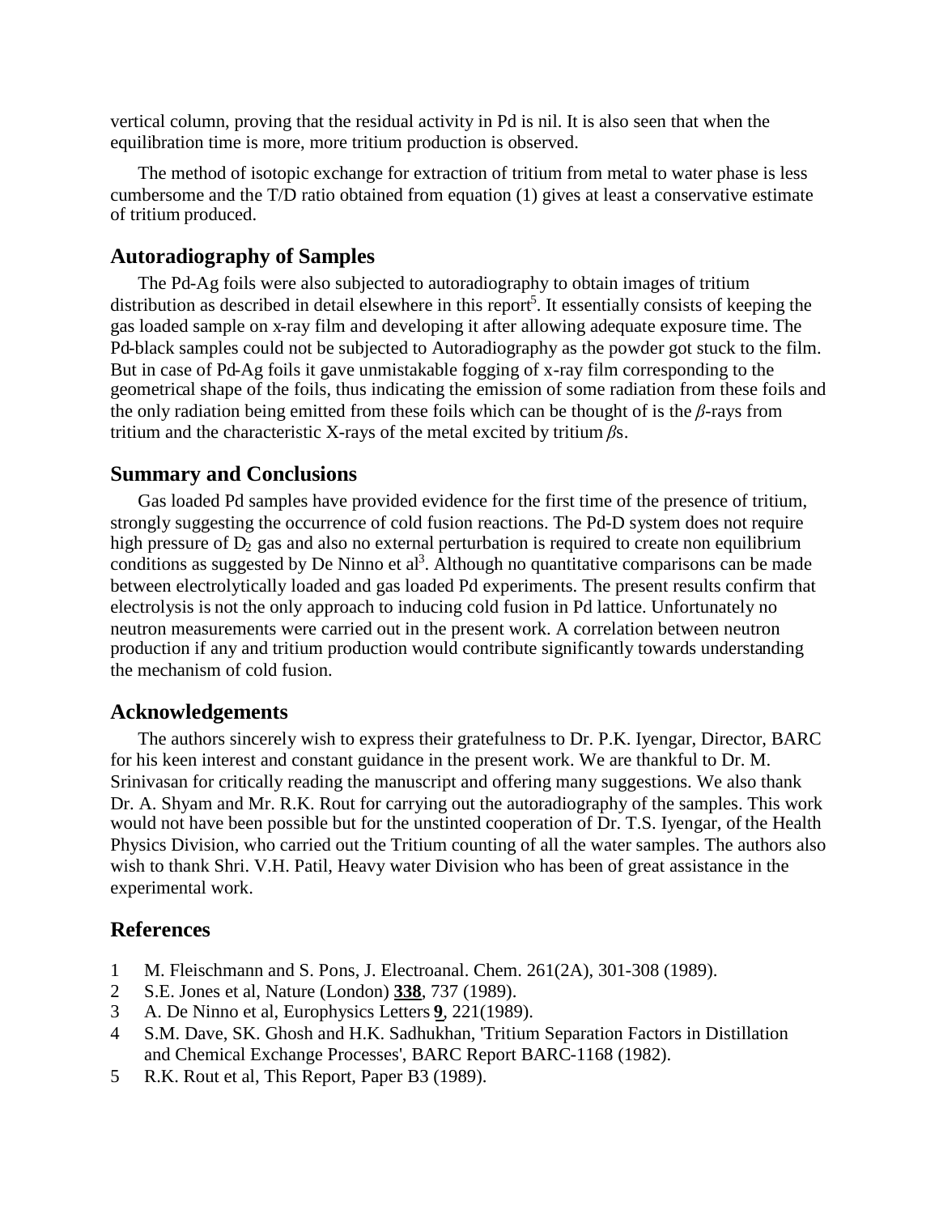vertical column, proving that the residual activity in Pd is nil. It is also seen that when the equilibration time is more, more tritium production is observed.

The method of isotopic exchange for extraction of tritium from metal to water phase is less cumbersome and the T/D ratio obtained from equation (1) gives at least a conservative estimate of tritium produced.

## Autoradiography of Samples

The Pd-Ag foils were also subjected to autoradiography to obtain images of tritium distribution as described in detail elsewhere in this report[5]. It essentially consists of keeping the gas loaded sample on x-ray film and developing it after allowing adequate exposure time. The Pd-black samples could not be subjected to Autoradiography as the powder got stuck to the film. But in case of Pd-Ag foils it gave unmistakable fogging of x-ray film corresponding to the geometrical shape of the foils, thus indicating the emission of some radiation from these foils and the only radiation being emitted from these foils which can be thought of is the $\beta$-rays from tritium and the characteristic X-rays of the metal excited by tritium $\beta$s.

## Summary and Conclusions

Gas loaded Pd samples have provided evidence for the first time of the presence of tritium, strongly suggesting the occurrence of cold fusion reactions. The Pd-D system does not require high pressure of $D_2$ gas and also no external perturbation is required to create non equilibrium conditions as suggested by De Ninno et al[3]. Although no quantitative comparisons can be made between electrolytically loaded and gas loaded Pd experiments. The present results confirm that electrolysis is not the only approach to inducing cold fusion in Pd lattice. Unfortunately no neutron measurements were carried out in the present work. A correlation between neutron production if any and tritium production would contribute significantly towards understanding the mechanism of cold fusion.

## Acknowledgements

The authors sincerely wish to express their gratefulness to Dr. P.K. Iyengar, Director, BARC for his keen interest and constant guidance in the present work. We are thankful to Dr. M. Srinivasan for critically reading the manuscript and offering many suggestions. We also thank Dr. A. Shyam and Mr. R.K. Rout for carrying out the autoradiography of the samples. This work would not have been possible but for the unstinted cooperation of Dr. T.S. Iyengar, of the Health Physics Division, who carried out the Tritium counting of all the water samples. The authors also wish to thank Shri. V.H. Patil, Heavy water Division who has been of great assistance in the experimental work.

## References

1. M. Fleischmann and S. Pons, J. Electroanal. Chem. 261(2A), 301-308 (1989).
2. S.E. Jones et al, Nature (London) **338**, 737 (1989).
3. A. De Ninno et al, Europhysics Letters **9**, 221(1989).
4. S.M. Dave, SK. Ghosh and H.K. Sadhukhan, 'Tritium Separation Factors in Distillation and Chemical Exchange Processes', BARC Report BARC-1168 (1982).
5. R.K. Rout et al, This Report, Paper B3 (1989).